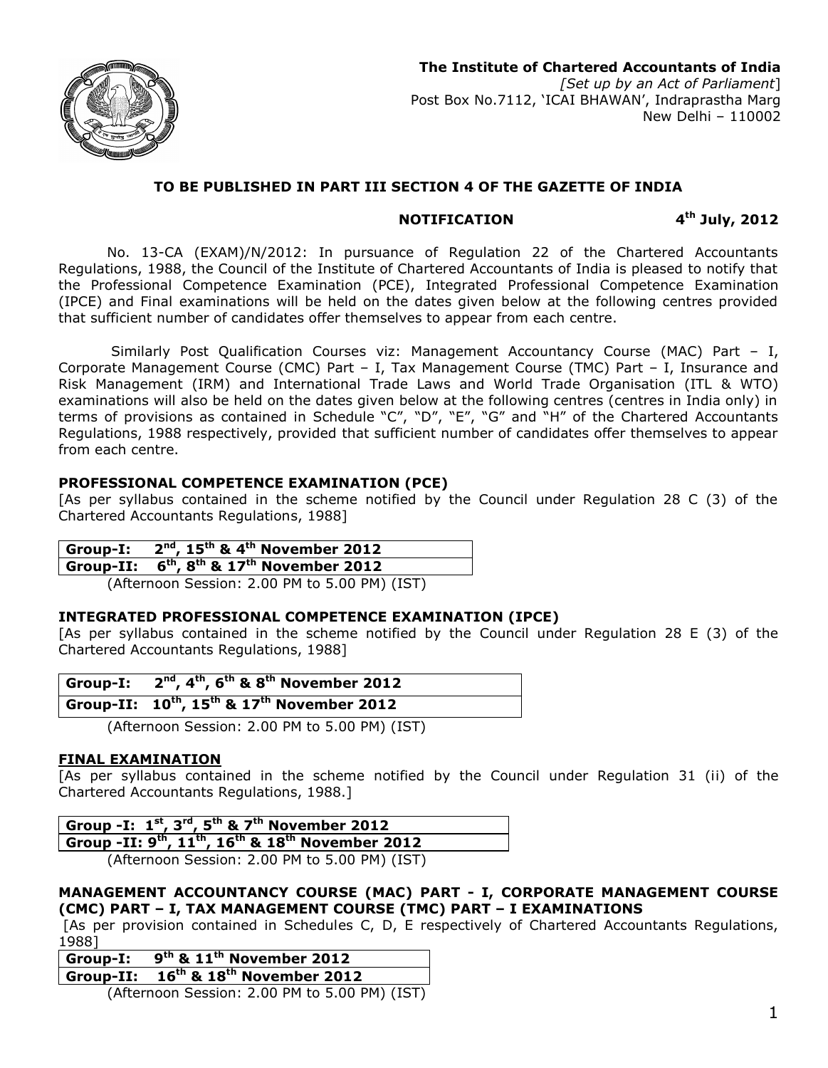**The Institute of Chartered Accountants of India**
*[Set up by an Act of Parliament]*
Post Box No.7112, 'ICAI BHAWAN', Indraprastha Marg
New Delhi – 110002

**TO BE PUBLISHED IN PART III SECTION 4 OF THE GAZETTE OF INDIA**

**NOTIFICATION** **4th July, 2012**

No. 13-CA (EXAM)/N/2012: In pursuance of Regulation 22 of the Chartered Accountants Regulations, 1988, the Council of the Institute of Chartered Accountants of India is pleased to notify that the Professional Competence Examination (PCE), Integrated Professional Competence Examination (IPCE) and Final examinations will be held on the dates given below at the following centres provided that sufficient number of candidates offer themselves to appear from each centre.

Similarly Post Qualification Courses viz: Management Accountancy Course (MAC) Part – I, Corporate Management Course (CMC) Part – I, Tax Management Course (TMC) Part – I, Insurance and Risk Management (IRM) and International Trade Laws and World Trade Organisation (ITL & WTO) examinations will also be held on the dates given below at the following centres (centres in India only) in terms of provisions as contained in Schedule "C", "D", "E", "G" and "H" of the Chartered Accountants Regulations, 1988 respectively, provided that sufficient number of candidates offer themselves to appear from each centre.

**PROFESSIONAL COMPETENCE EXAMINATION (PCE)**
[As per syllabus contained in the scheme notified by the Council under Regulation 28 C (3) of the Chartered Accountants Regulations, 1988]

| Group-I: | 2nd, 15th & 4th November 2012 |
|---|---|
| Group-II: | 6th, 8th & 17th November 2012 |

(Afternoon Session: 2.00 PM to 5.00 PM) (IST)

**INTEGRATED PROFESSIONAL COMPETENCE EXAMINATION (IPCE)**
[As per syllabus contained in the scheme notified by the Council under Regulation 28 E (3) of the Chartered Accountants Regulations, 1988]

| Group-I: | 2nd, 4th, 6th & 8th November 2012 |
|---|---|
| Group-II: | 10th, 15th & 17th November 2012 |

(Afternoon Session: 2.00 PM to 5.00 PM) (IST)

**FINAL EXAMINATION**
[As per syllabus contained in the scheme notified by the Council under Regulation 31 (ii) of the Chartered Accountants Regulations, 1988.]

| Group -I: | 1st, 3rd, 5th & 7th November 2012 |
|---|---|
| Group -II: | 9th, 11th, 16th & 18th November 2012 |

(Afternoon Session: 2.00 PM to 5.00 PM) (IST)

**MANAGEMENT ACCOUNTANCY COURSE (MAC) PART - I, CORPORATE MANAGEMENT COURSE (CMC) PART – I, TAX MANAGEMENT COURSE (TMC) PART – I EXAMINATIONS**
[As per provision contained in Schedules C, D, E respectively of Chartered Accountants Regulations, 1988]

| Group-I: | 9th & 11th November 2012 |
|---|---|
| Group-II: | 16th & 18th November 2012 |

(Afternoon Session: 2.00 PM to 5.00 PM) (IST)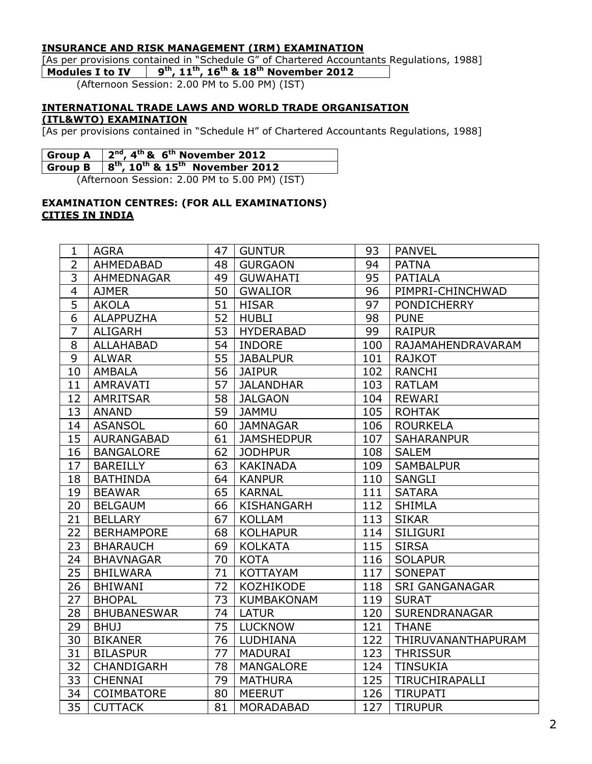**INSURANCE AND RISK MANAGEMENT (IRM) EXAMINATION**

[As per provisions contained in "Schedule G" of Chartered Accountants Regulations, 1988]

| Modules I to IV | 9th, 11th, 16th & 18th November 2012 |
|---|---|

(Afternoon Session: 2.00 PM to 5.00 PM) (IST)

**INTERNATIONAL TRADE LAWS AND WORLD TRADE ORGANISATION (ITL&WTO) EXAMINATION**

[As per provisions contained in "Schedule H" of Chartered Accountants Regulations, 1988]

| Group A | 2nd, 4th & 6th November 2012 |
|---|---|
| Group B | 8th, 10th & 15th November 2012 |

(Afternoon Session: 2.00 PM to 5.00 PM) (IST)

**EXAMINATION CENTRES: (FOR ALL EXAMINATIONS)**

**CITIES IN INDIA**

| | | | | | |
|---|---|---|---|---|---|
| 1 | AGRA | 47 | GUNTUR | 93 | PANVEL |
| 2 | AHMEDABAD | 48 | GURGAON | 94 | PATNA |
| 3 | AHMEDNAGAR | 49 | GUWAHATI | 95 | PATIALA |
| 4 | AJMER | 50 | GWALIOR | 96 | PIMPRI-CHINCHWAD |
| 5 | AKOLA | 51 | HISAR | 97 | PONDICHERRY |
| 6 | ALAPPUZHA | 52 | HUBLI | 98 | PUNE |
| 7 | ALIGARH | 53 | HYDERABAD | 99 | RAIPUR |
| 8 | ALLAHABAD | 54 | INDORE | 100 | RAJAMAHENDRAVARAM |
| 9 | ALWAR | 55 | JABALPUR | 101 | RAJKOT |
| 10 | AMBALA | 56 | JAIPUR | 102 | RANCHI |
| 11 | AMRAVATI | 57 | JALANDHAR | 103 | RATLAM |
| 12 | AMRITSAR | 58 | JALGAON | 104 | REWARI |
| 13 | ANAND | 59 | JAMMU | 105 | ROHTAK |
| 14 | ASANSOL | 60 | JAMNAGAR | 106 | ROURKELA |
| 15 | AURANGABAD | 61 | JAMSHEDPUR | 107 | SAHARANPUR |
| 16 | BANGALORE | 62 | JODHPUR | 108 | SALEM |
| 17 | BAREILLY | 63 | KAKINADA | 109 | SAMBALPUR |
| 18 | BATHINDA | 64 | KANPUR | 110 | SANGLI |
| 19 | BEAWAR | 65 | KARNAL | 111 | SATARA |
| 20 | BELGAUM | 66 | KISHANGARH | 112 | SHIMLA |
| 21 | BELLARY | 67 | KOLLAM | 113 | SIKAR |
| 22 | BERHAMPORE | 68 | KOLHAPUR | 114 | SILIGURI |
| 23 | BHARAUCH | 69 | KOLKATA | 115 | SIRSA |
| 24 | BHAVNAGAR | 70 | KOTA | 116 | SOLAPUR |
| 25 | BHILWARA | 71 | KOTTAYAM | 117 | SONEPAT |
| 26 | BHIWANI | 72 | KOZHIKODE | 118 | SRI GANGANAGAR |
| 27 | BHOPAL | 73 | KUMBAKONAM | 119 | SURAT |
| 28 | BHUBANESWAR | 74 | LATUR | 120 | SURENDRANAGAR |
| 29 | BHUJ | 75 | LUCKNOW | 121 | THANE |
| 30 | BIKANER | 76 | LUDHIANA | 122 | THIRUVANANTHAPURAM |
| 31 | BILASPUR | 77 | MADURAI | 123 | THRISSUR |
| 32 | CHANDIGARH | 78 | MANGALORE | 124 | TINSUKIA |
| 33 | CHENNAI | 79 | MATHURA | 125 | TIRUCHIRAPALLI |
| 34 | COIMBATORE | 80 | MEERUT | 126 | TIRUPATI |
| 35 | CUTTACK | 81 | MORADABAD | 127 | TIRUPUR |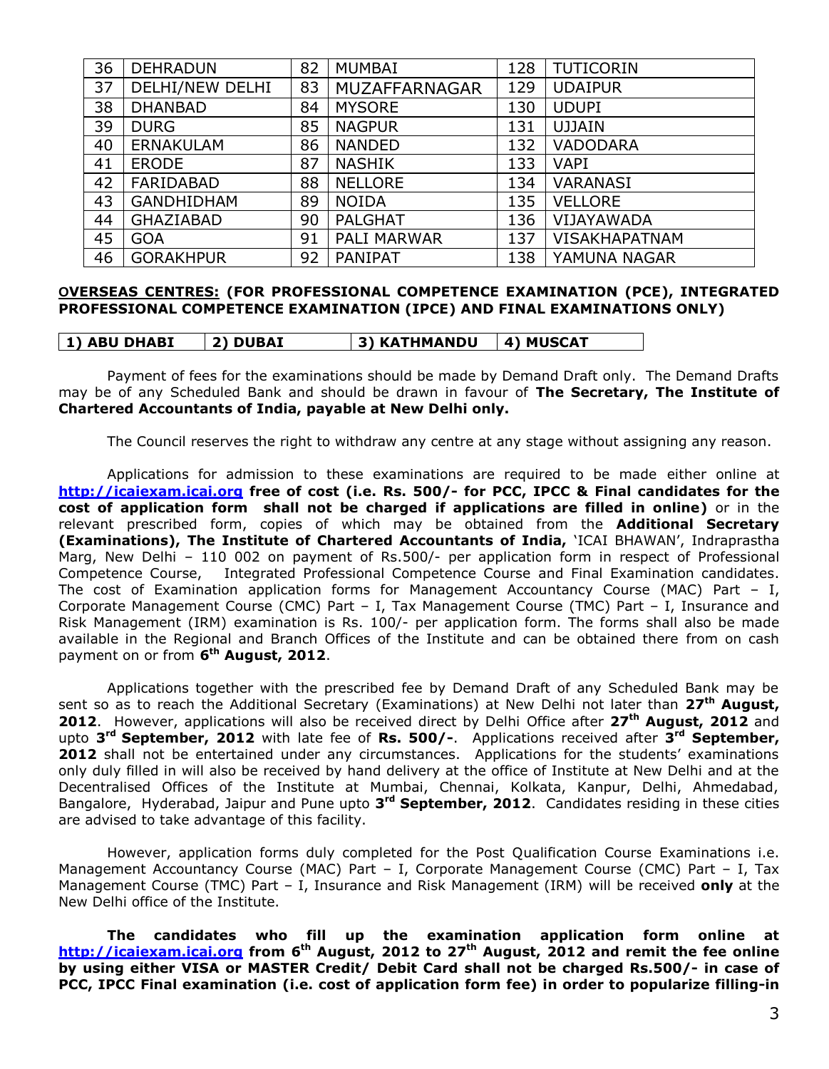| 36 | DEHRADUN | 82 | MUMBAI | 128 | TUTICORIN |
|---|---|---|---|---|---|
| 37 | DELHI/NEW DELHI | 83 | MUZAFFARNAGAR | 129 | UDAIPUR |
| 38 | DHANBAD | 84 | MYSORE | 130 | UDUPI |
| 39 | DURG | 85 | NAGPUR | 131 | UJJAIN |
| 40 | ERNAKULAM | 86 | NANDED | 132 | VADODARA |
| 41 | ERODE | 87 | NASHIK | 133 | VAPI |
| 42 | FARIDABAD | 88 | NELLORE | 134 | VARANASI |
| 43 | GANDHIDHAM | 89 | NOIDA | 135 | VELLORE |
| 44 | GHAZIABAD | 90 | PALGHAT | 136 | VIJAYAWADA |
| 45 | GOA | 91 | PALI MARWAR | 137 | VISAKHAPATNAM |
| 46 | GORAKHPUR | 92 | PANIPAT | 138 | YAMUNA NAGAR |

**OVERSEAS CENTRES: (FOR PROFESSIONAL COMPETENCE EXAMINATION (PCE), INTEGRATED PROFESSIONAL COMPETENCE EXAMINATION (IPCE) AND FINAL EXAMINATIONS ONLY)**

| 1) ABU DHABI | 2) DUBAI | 3) KATHMANDU | 4) MUSCAT |
|---|---|---|---|

Payment of fees for the examinations should be made by Demand Draft only. The Demand Drafts may be of any Scheduled Bank and should be drawn in favour of **The Secretary, The Institute of Chartered Accountants of India, payable at New Delhi only.**

The Council reserves the right to withdraw any centre at any stage without assigning any reason.

Applications for admission to these examinations are required to be made either online at **http://icaiexam.icai.org free of cost (i.e. Rs. 500/- for PCC, IPCC & Final candidates for the cost of application form shall not be charged if applications are filled in online)** or in the relevant prescribed form, copies of which may be obtained from the **Additional Secretary (Examinations), The Institute of Chartered Accountants of India,** 'ICAI BHAWAN', Indraprastha Marg, New Delhi – 110 002 on payment of Rs.500/- per application form in respect of Professional Competence Course, Integrated Professional Competence Course and Final Examination candidates. The cost of Examination application forms for Management Accountancy Course (MAC) Part – I, Corporate Management Course (CMC) Part – I, Tax Management Course (TMC) Part – I, Insurance and Risk Management (IRM) examination is Rs. 100/- per application form. The forms shall also be made available in the Regional and Branch Offices of the Institute and can be obtained there from on cash payment on or from **6th August, 2012**.

Applications together with the prescribed fee by Demand Draft of any Scheduled Bank may be sent so as to reach the Additional Secretary (Examinations) at New Delhi not later than **27th August, 2012**. However, applications will also be received direct by Delhi Office after **27th August, 2012** and upto **3rd September, 2012** with late fee of **Rs. 500/-**. Applications received after **3rd September, 2012** shall not be entertained under any circumstances. Applications for the students' examinations only duly filled in will also be received by hand delivery at the office of Institute at New Delhi and at the Decentralised Offices of the Institute at Mumbai, Chennai, Kolkata, Kanpur, Delhi, Ahmedabad, Bangalore, Hyderabad, Jaipur and Pune upto **3rd September, 2012**. Candidates residing in these cities are advised to take advantage of this facility.

However, application forms duly completed for the Post Qualification Course Examinations i.e. Management Accountancy Course (MAC) Part – I, Corporate Management Course (CMC) Part – I, Tax Management Course (TMC) Part – I, Insurance and Risk Management (IRM) will be received **only** at the New Delhi office of the Institute.

**The candidates who fill up the examination application form online at http://icaiexam.icai.org from 6th August, 2012 to 27th August, 2012 and remit the fee online by using either VISA or MASTER Credit/ Debit Card shall not be charged Rs.500/- in case of PCC, IPCC Final examination (i.e. cost of application form fee) in order to popularize filling-in**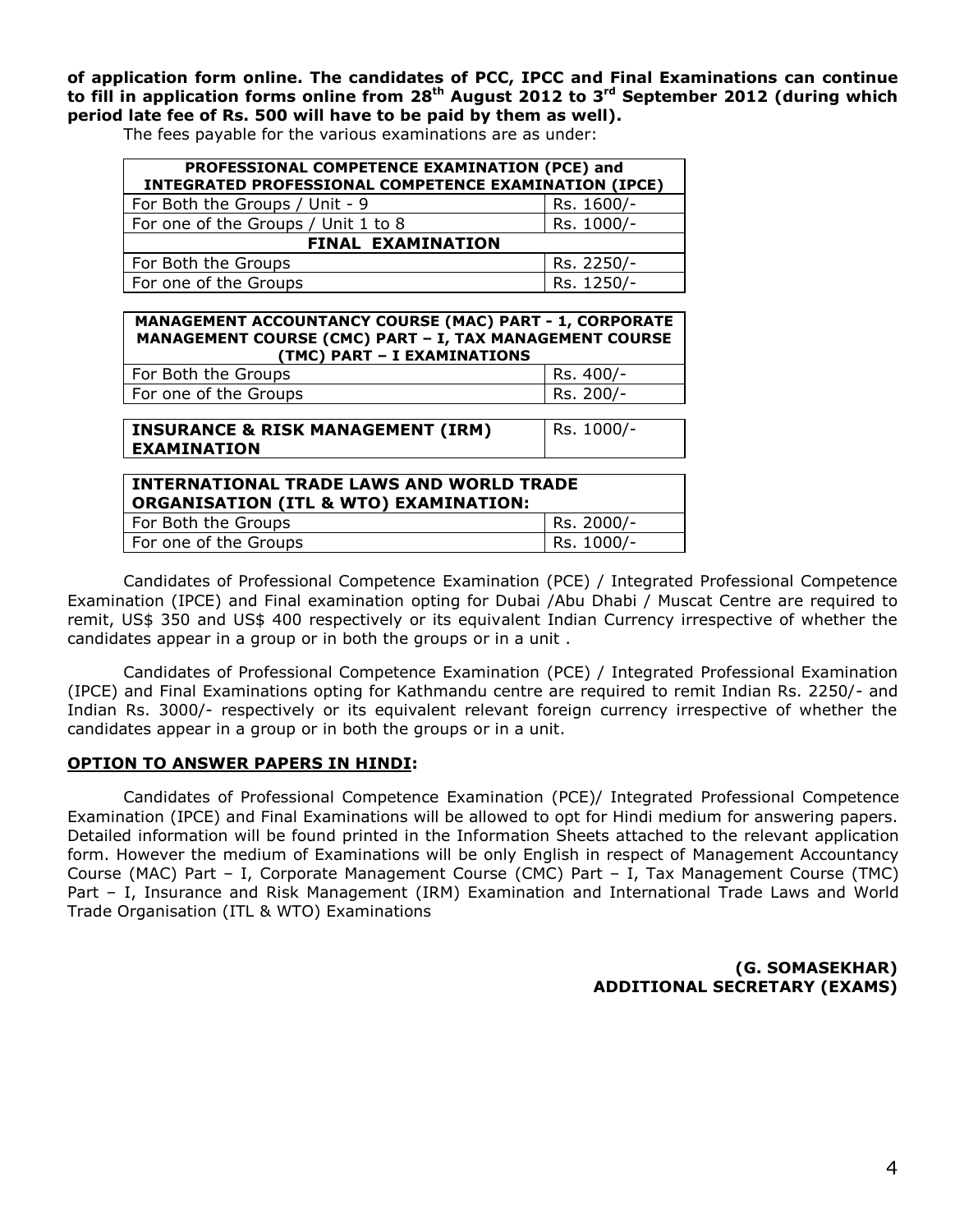**of application form online. The candidates of PCC, IPCC and Final Examinations can continue to fill in application forms online from 28th August 2012 to 3rd September 2012 (during which period late fee of Rs. 500 will have to be paid by them as well).**

The fees payable for the various examinations are as under:

| **PROFESSIONAL COMPETENCE EXAMINATION (PCE) and INTEGRATED PROFESSIONAL COMPETENCE EXAMINATION (IPCE)** | |
|---|---|
| For Both the Groups / Unit - 9 | Rs. 1600/- |
| For one of the Groups / Unit 1 to 8 | Rs. 1000/- |
| **FINAL EXAMINATION** | |
| For Both the Groups | Rs. 2250/- |
| For one of the Groups | Rs. 1250/- |

| **MANAGEMENT ACCOUNTANCY COURSE (MAC) PART - 1, CORPORATE MANAGEMENT COURSE (CMC) PART – I, TAX MANAGEMENT COURSE (TMC) PART – I EXAMINATIONS** | |
|---|---|
| For Both the Groups | Rs. 400/- |
| For one of the Groups | Rs. 200/- |

| **INSURANCE & RISK MANAGEMENT (IRM) EXAMINATION** | Rs. 1000/- |
|---|---|

| **INTERNATIONAL TRADE LAWS AND WORLD TRADE ORGANISATION (ITL & WTO) EXAMINATION:** | |
|---|---|
| For Both the Groups | Rs. 2000/- |
| For one of the Groups | Rs. 1000/- |

Candidates of Professional Competence Examination (PCE) / Integrated Professional Competence Examination (IPCE) and Final examination opting for Dubai /Abu Dhabi / Muscat Centre are required to remit, US$ 350 and US$ 400 respectively or its equivalent Indian Currency irrespective of whether the candidates appear in a group or in both the groups or in a unit .

Candidates of Professional Competence Examination (PCE) / Integrated Professional Examination (IPCE) and Final Examinations opting for Kathmandu centre are required to remit Indian Rs. 2250/- and Indian Rs. 3000/- respectively or its equivalent relevant foreign currency irrespective of whether the candidates appear in a group or in both the groups or in a unit.

**OPTION TO ANSWER PAPERS IN HINDI:**

Candidates of Professional Competence Examination (PCE)/ Integrated Professional Competence Examination (IPCE) and Final Examinations will be allowed to opt for Hindi medium for answering papers. Detailed information will be found printed in the Information Sheets attached to the relevant application form. However the medium of Examinations will be only English in respect of Management Accountancy Course (MAC) Part – I, Corporate Management Course (CMC) Part – I, Tax Management Course (TMC) Part – I, Insurance and Risk Management (IRM) Examination and International Trade Laws and World Trade Organisation (ITL & WTO) Examinations

**(G. SOMASEKHAR)**
**ADDITIONAL SECRETARY (EXAMS)**